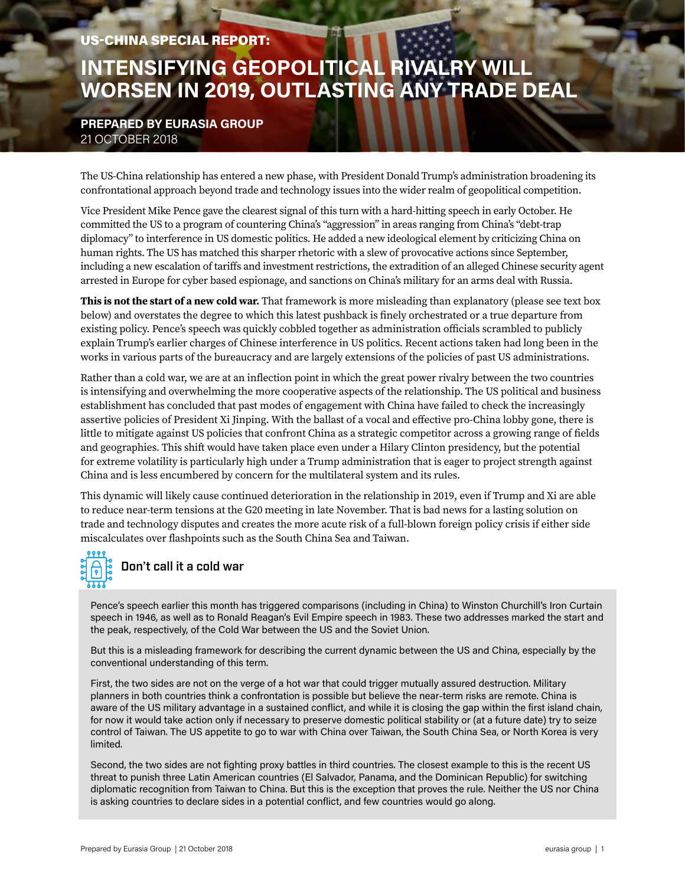**US-CHINA SPECIAL REPORT:**

# INTENSIFYING GEOPOLITICAL RIVALRY WILL WORSEN IN 2019, OUTLASTING ANY TRADE DEAL

**PREPARED BY EURASIA GROUP**
21 OCTOBER 2018

The US-China relationship has entered a new phase, with President Donald Trump's administration broadening its confrontational approach beyond trade and technology issues into the wider realm of geopolitical competition.

Vice President Mike Pence gave the clearest signal of this turn with a hard-hitting speech in early October. He committed the US to a program of countering China's "aggression" in areas ranging from China's "debt-trap diplomacy" to interference in US domestic politics. He added a new ideological element by criticizing China on human rights. The US has matched this sharper rhetoric with a slew of provocative actions since September, including a new escalation of tariffs and investment restrictions, the extradition of an alleged Chinese security agent arrested in Europe for cyber based espionage, and sanctions on China's military for an arms deal with Russia.

**This is not the start of a new cold war.** That framework is more misleading than explanatory (please see text box below) and overstates the degree to which this latest pushback is finely orchestrated or a true departure from existing policy. Pence's speech was quickly cobbled together as administration officials scrambled to publicly explain Trump's earlier charges of Chinese interference in US politics. Recent actions taken had long been in the works in various parts of the bureaucracy and are largely extensions of the policies of past US administrations.

Rather than a cold war, we are at an inflection point in which the great power rivalry between the two countries is intensifying and overwhelming the more cooperative aspects of the relationship. The US political and business establishment has concluded that past modes of engagement with China have failed to check the increasingly assertive policies of President Xi Jinping. With the ballast of a vocal and effective pro-China lobby gone, there is little to mitigate against US policies that confront China as a strategic competitor across a growing range of fields and geographies. This shift would have taken place even under a Hilary Clinton presidency, but the potential for extreme volatility is particularly high under a Trump administration that is eager to project strength against China and is less encumbered by concern for the multilateral system and its rules.

This dynamic will likely cause continued deterioration in the relationship in 2019, even if Trump and Xi are able to reduce near-term tensions at the G20 meeting in late November. That is bad news for a lasting solution on trade and technology disputes and creates the more acute risk of a full-blown foreign policy crisis if either side miscalculates over flashpoints such as the South China Sea and Taiwan.

## Don't call it a cold war

Pence's speech earlier this month has triggered comparisons (including in China) to Winston Churchill's Iron Curtain speech in 1946, as well as to Ronald Reagan's Evil Empire speech in 1983. These two addresses marked the start and the peak, respectively, of the Cold War between the US and the Soviet Union.

But this is a misleading framework for describing the current dynamic between the US and China, especially by the conventional understanding of this term.

First, the two sides are not on the verge of a hot war that could trigger mutually assured destruction. Military planners in both countries think a confrontation is possible but believe the near-term risks are remote. China is aware of the US military advantage in a sustained conflict, and while it is closing the gap within the first island chain, for now it would take action only if necessary to preserve domestic political stability or (at a future date) try to seize control of Taiwan. The US appetite to go to war with China over Taiwan, the South China Sea, or North Korea is very limited.

Second, the two sides are not fighting proxy battles in third countries. The closest example to this is the recent US threat to punish three Latin American countries (El Salvador, Panama, and the Dominican Republic) for switching diplomatic recognition from Taiwan to China. But this is the exception that proves the rule. Neither the US nor China is asking countries to declare sides in a potential conflict, and few countries would go along.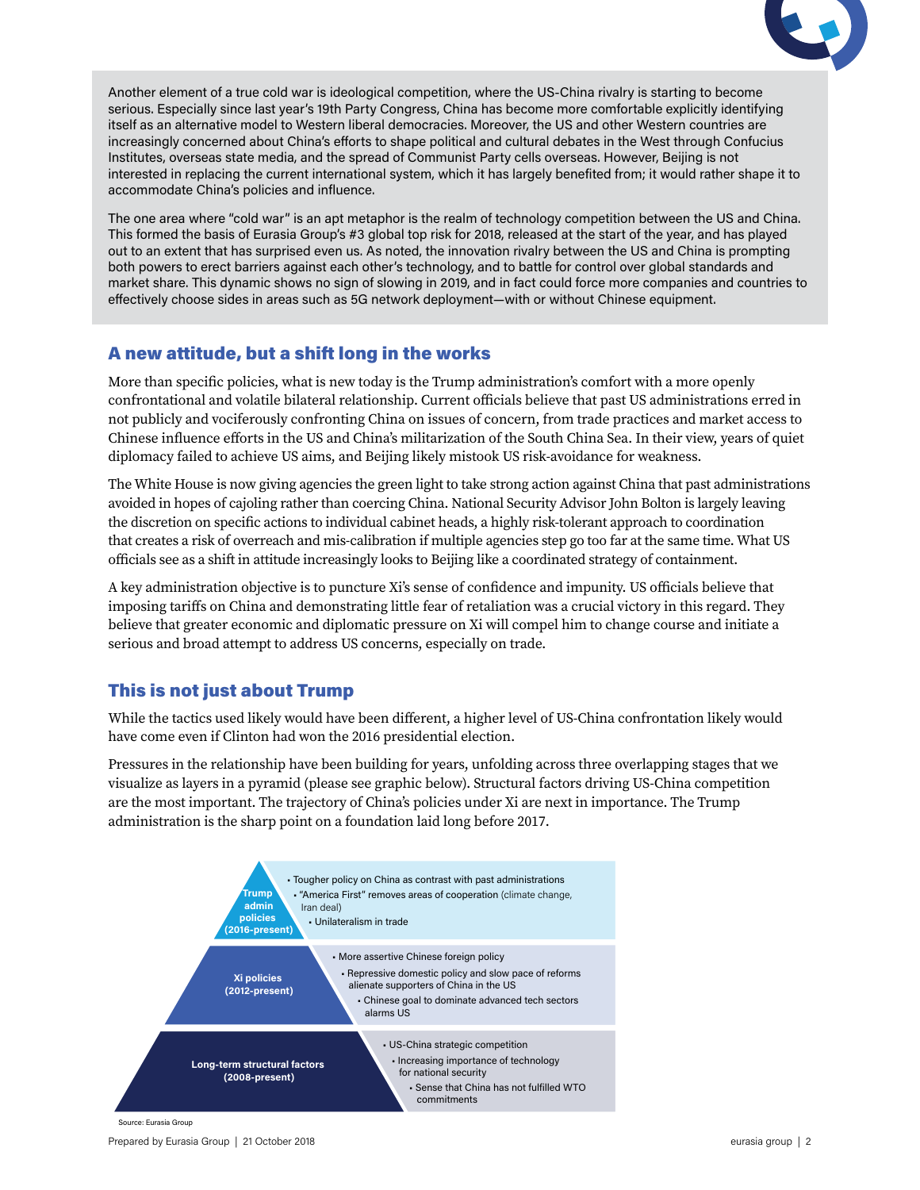Another element of a true cold war is ideological competition, where the US-China rivalry is starting to become serious. Especially since last year's 19th Party Congress, China has become more comfortable explicitly identifying itself as an alternative model to Western liberal democracies. Moreover, the US and other Western countries are increasingly concerned about China's efforts to shape political and cultural debates in the West through Confucius Institutes, overseas state media, and the spread of Communist Party cells overseas. However, Beijing is not interested in replacing the current international system, which it has largely benefited from; it would rather shape it to accommodate China's policies and influence.

The one area where "cold war" is an apt metaphor is the realm of technology competition between the US and China. This formed the basis of Eurasia Group's #3 global top risk for 2018, released at the start of the year, and has played out to an extent that has surprised even us. As noted, the innovation rivalry between the US and China is prompting both powers to erect barriers against each other's technology, and to battle for control over global standards and market share. This dynamic shows no sign of slowing in 2019, and in fact could force more companies and countries to effectively choose sides in areas such as 5G network deployment—with or without Chinese equipment.

## A new attitude, but a shift long in the works

More than specific policies, what is new today is the Trump administration's comfort with a more openly confrontational and volatile bilateral relationship. Current officials believe that past US administrations erred in not publicly and vociferously confronting China on issues of concern, from trade practices and market access to Chinese influence efforts in the US and China's militarization of the South China Sea. In their view, years of quiet diplomacy failed to achieve US aims, and Beijing likely mistook US risk-avoidance for weakness.

The White House is now giving agencies the green light to take strong action against China that past administrations avoided in hopes of cajoling rather than coercing China. National Security Advisor John Bolton is largely leaving the discretion on specific actions to individual cabinet heads, a highly risk-tolerant approach to coordination that creates a risk of overreach and mis-calibration if multiple agencies step go too far at the same time. What US officials see as a shift in attitude increasingly looks to Beijing like a coordinated strategy of containment.

A key administration objective is to puncture Xi's sense of confidence and impunity. US officials believe that imposing tariffs on China and demonstrating little fear of retaliation was a crucial victory in this regard. They believe that greater economic and diplomatic pressure on Xi will compel him to change course and initiate a serious and broad attempt to address US concerns, especially on trade.

## This is not just about Trump

While the tactics used likely would have been different, a higher level of US-China confrontation likely would have come even if Clinton had won the 2016 presidential election.

Pressures in the relationship have been building for years, unfolding across three overlapping stages that we visualize as layers in a pyramid (please see graphic below). Structural factors driving US-China competition are the most important. The trajectory of China's policies under Xi are next in importance. The Trump administration is the sharp point on a foundation laid long before 2017.

**Trump admin policies (2016-present)**
- Tougher policy on China as contrast with past administrations
- "America First" removes areas of cooperation (climate change, Iran deal)
- Unilateralism in trade

**Xi policies (2012-present)**
- More assertive Chinese foreign policy
- Repressive domestic policy and slow pace of reforms alienate supporters of China in the US
- Chinese goal to dominate advanced tech sectors alarms US

**Long-term structural factors (2008-present)**
- US-China strategic competition
- Increasing importance of technology for national security
- Sense that China has not fulfilled WTO commitments

Source: Eurasia Group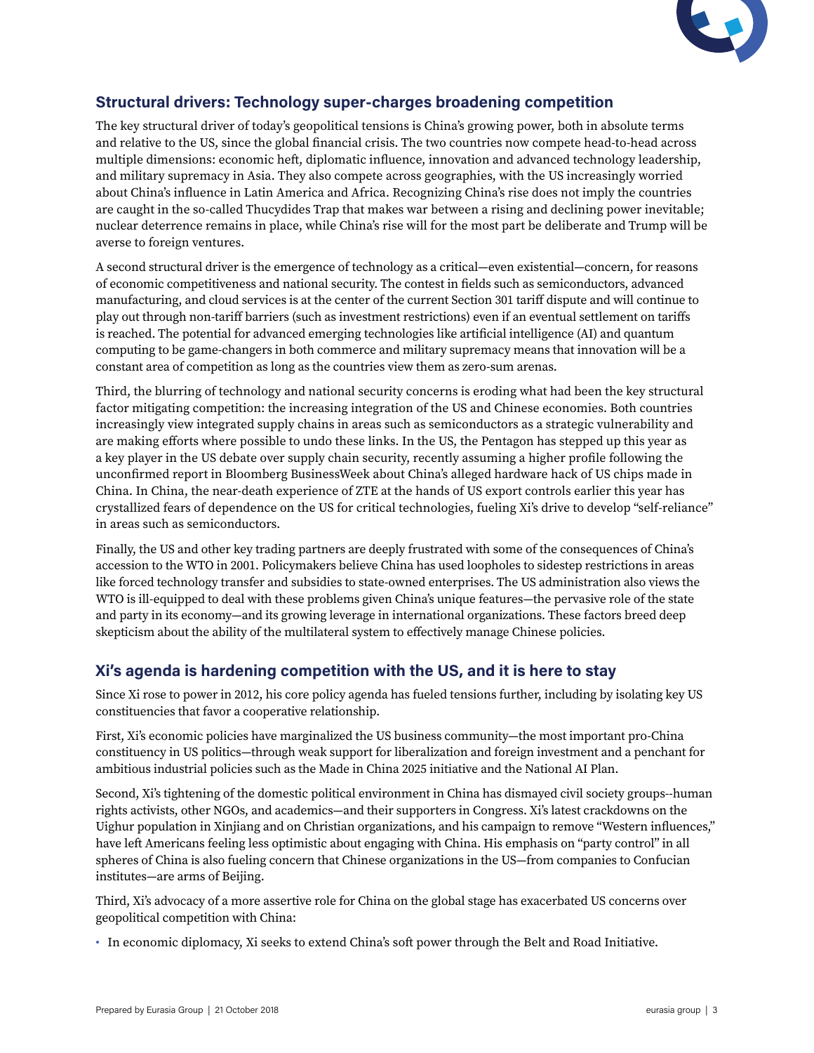## Structural drivers: Technology super-charges broadening competition

The key structural driver of today's geopolitical tensions is China's growing power, both in absolute terms and relative to the US, since the global financial crisis. The two countries now compete head-to-head across multiple dimensions: economic heft, diplomatic influence, innovation and advanced technology leadership, and military supremacy in Asia. They also compete across geographies, with the US increasingly worried about China's influence in Latin America and Africa. Recognizing China's rise does not imply the countries are caught in the so-called Thucydides Trap that makes war between a rising and declining power inevitable; nuclear deterrence remains in place, while China's rise will for the most part be deliberate and Trump will be averse to foreign ventures.

A second structural driver is the emergence of technology as a critical—even existential—concern, for reasons of economic competitiveness and national security. The contest in fields such as semiconductors, advanced manufacturing, and cloud services is at the center of the current Section 301 tariff dispute and will continue to play out through non-tariff barriers (such as investment restrictions) even if an eventual settlement on tariffs is reached. The potential for advanced emerging technologies like artificial intelligence (AI) and quantum computing to be game-changers in both commerce and military supremacy means that innovation will be a constant area of competition as long as the countries view them as zero-sum arenas.

Third, the blurring of technology and national security concerns is eroding what had been the key structural factor mitigating competition: the increasing integration of the US and Chinese economies. Both countries increasingly view integrated supply chains in areas such as semiconductors as a strategic vulnerability and are making efforts where possible to undo these links. In the US, the Pentagon has stepped up this year as a key player in the US debate over supply chain security, recently assuming a higher profile following the unconfirmed report in Bloomberg BusinessWeek about China's alleged hardware hack of US chips made in China. In China, the near-death experience of ZTE at the hands of US export controls earlier this year has crystallized fears of dependence on the US for critical technologies, fueling Xi's drive to develop "self-reliance" in areas such as semiconductors.

Finally, the US and other key trading partners are deeply frustrated with some of the consequences of China's accession to the WTO in 2001. Policymakers believe China has used loopholes to sidestep restrictions in areas like forced technology transfer and subsidies to state-owned enterprises. The US administration also views the WTO is ill-equipped to deal with these problems given China's unique features—the pervasive role of the state and party in its economy—and its growing leverage in international organizations. These factors breed deep skepticism about the ability of the multilateral system to effectively manage Chinese policies.

## Xi's agenda is hardening competition with the US, and it is here to stay

Since Xi rose to power in 2012, his core policy agenda has fueled tensions further, including by isolating key US constituencies that favor a cooperative relationship.

First, Xi's economic policies have marginalized the US business community—the most important pro-China constituency in US politics—through weak support for liberalization and foreign investment and a penchant for ambitious industrial policies such as the Made in China 2025 initiative and the National AI Plan.

Second, Xi's tightening of the domestic political environment in China has dismayed civil society groups--human rights activists, other NGOs, and academics—and their supporters in Congress. Xi's latest crackdowns on the Uighur population in Xinjiang and on Christian organizations, and his campaign to remove "Western influences," have left Americans feeling less optimistic about engaging with China. His emphasis on "party control" in all spheres of China is also fueling concern that Chinese organizations in the US—from companies to Confucian institutes—are arms of Beijing.

Third, Xi's advocacy of a more assertive role for China on the global stage has exacerbated US concerns over geopolitical competition with China:

- In economic diplomacy, Xi seeks to extend China's soft power through the Belt and Road Initiative.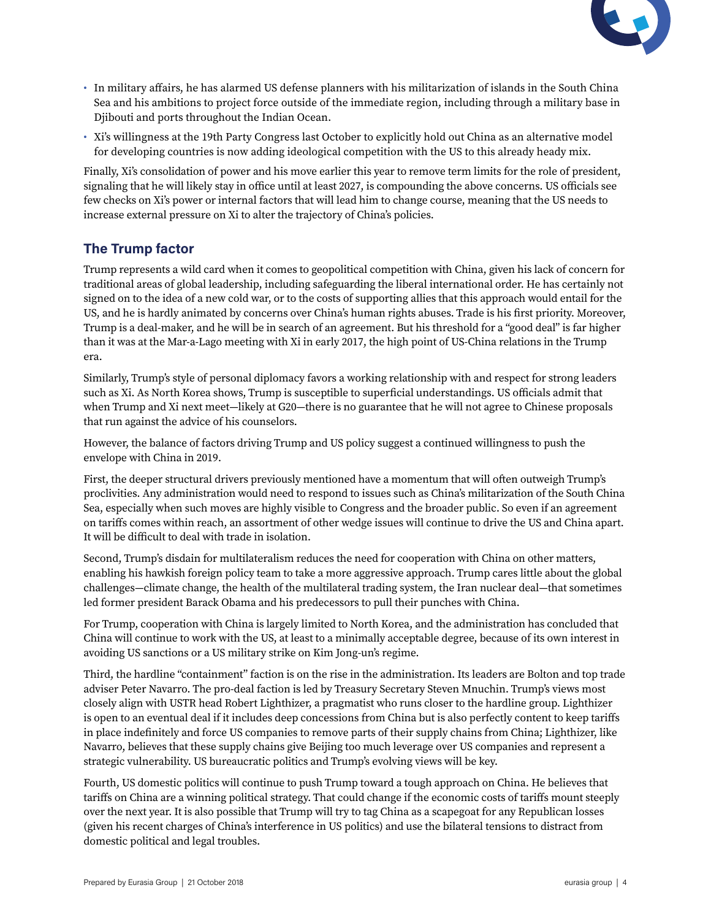- In military affairs, he has alarmed US defense planners with his militarization of islands in the South China Sea and his ambitions to project force outside of the immediate region, including through a military base in Djibouti and ports throughout the Indian Ocean.
- Xi's willingness at the 19th Party Congress last October to explicitly hold out China as an alternative model for developing countries is now adding ideological competition with the US to this already heady mix.

Finally, Xi's consolidation of power and his move earlier this year to remove term limits for the role of president, signaling that he will likely stay in office until at least 2027, is compounding the above concerns. US officials see few checks on Xi's power or internal factors that will lead him to change course, meaning that the US needs to increase external pressure on Xi to alter the trajectory of China's policies.

## The Trump factor

Trump represents a wild card when it comes to geopolitical competition with China, given his lack of concern for traditional areas of global leadership, including safeguarding the liberal international order. He has certainly not signed on to the idea of a new cold war, or to the costs of supporting allies that this approach would entail for the US, and he is hardly animated by concerns over China's human rights abuses. Trade is his first priority. Moreover, Trump is a deal-maker, and he will be in search of an agreement. But his threshold for a "good deal" is far higher than it was at the Mar-a-Lago meeting with Xi in early 2017, the high point of US-China relations in the Trump era.

Similarly, Trump's style of personal diplomacy favors a working relationship with and respect for strong leaders such as Xi. As North Korea shows, Trump is susceptible to superficial understandings. US officials admit that when Trump and Xi next meet—likely at G20—there is no guarantee that he will not agree to Chinese proposals that run against the advice of his counselors.

However, the balance of factors driving Trump and US policy suggest a continued willingness to push the envelope with China in 2019.

First, the deeper structural drivers previously mentioned have a momentum that will often outweigh Trump's proclivities. Any administration would need to respond to issues such as China's militarization of the South China Sea, especially when such moves are highly visible to Congress and the broader public. So even if an agreement on tariffs comes within reach, an assortment of other wedge issues will continue to drive the US and China apart. It will be difficult to deal with trade in isolation.

Second, Trump's disdain for multilateralism reduces the need for cooperation with China on other matters, enabling his hawkish foreign policy team to take a more aggressive approach. Trump cares little about the global challenges—climate change, the health of the multilateral trading system, the Iran nuclear deal—that sometimes led former president Barack Obama and his predecessors to pull their punches with China.

For Trump, cooperation with China is largely limited to North Korea, and the administration has concluded that China will continue to work with the US, at least to a minimally acceptable degree, because of its own interest in avoiding US sanctions or a US military strike on Kim Jong-un's regime.

Third, the hardline "containment" faction is on the rise in the administration. Its leaders are Bolton and top trade adviser Peter Navarro. The pro-deal faction is led by Treasury Secretary Steven Mnuchin. Trump's views most closely align with USTR head Robert Lighthizer, a pragmatist who runs closer to the hardline group. Lighthizer is open to an eventual deal if it includes deep concessions from China but is also perfectly content to keep tariffs in place indefinitely and force US companies to remove parts of their supply chains from China; Lighthizer, like Navarro, believes that these supply chains give Beijing too much leverage over US companies and represent a strategic vulnerability. US bureaucratic politics and Trump's evolving views will be key.

Fourth, US domestic politics will continue to push Trump toward a tough approach on China. He believes that tariffs on China are a winning political strategy. That could change if the economic costs of tariffs mount steeply over the next year. It is also possible that Trump will try to tag China as a scapegoat for any Republican losses (given his recent charges of China's interference in US politics) and use the bilateral tensions to distract from domestic political and legal troubles.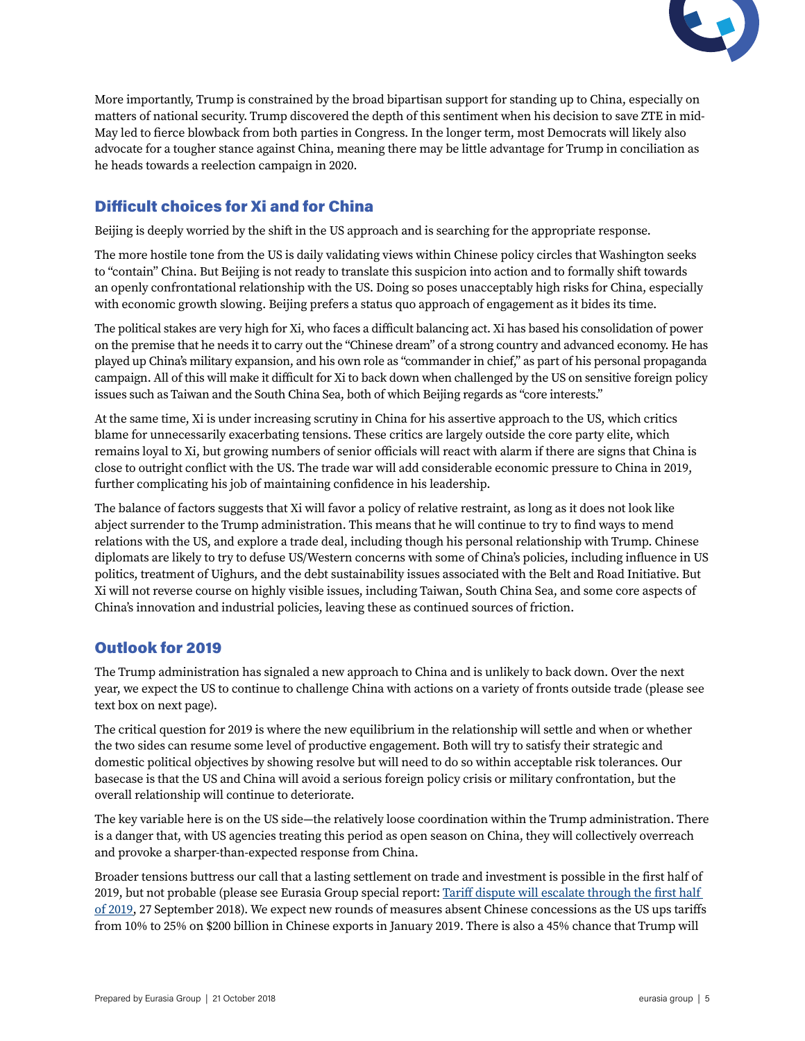More importantly, Trump is constrained by the broad bipartisan support for standing up to China, especially on matters of national security. Trump discovered the depth of this sentiment when his decision to save ZTE in mid-May led to fierce blowback from both parties in Congress. In the longer term, most Democrats will likely also advocate for a tougher stance against China, meaning there may be little advantage for Trump in conciliation as he heads towards a reelection campaign in 2020.

## Difficult choices for Xi and for China

Beijing is deeply worried by the shift in the US approach and is searching for the appropriate response.

The more hostile tone from the US is daily validating views within Chinese policy circles that Washington seeks to "contain" China. But Beijing is not ready to translate this suspicion into action and to formally shift towards an openly confrontational relationship with the US. Doing so poses unacceptably high risks for China, especially with economic growth slowing. Beijing prefers a status quo approach of engagement as it bides its time.

The political stakes are very high for Xi, who faces a difficult balancing act. Xi has based his consolidation of power on the premise that he needs it to carry out the "Chinese dream" of a strong country and advanced economy. He has played up China's military expansion, and his own role as "commander in chief," as part of his personal propaganda campaign. All of this will make it difficult for Xi to back down when challenged by the US on sensitive foreign policy issues such as Taiwan and the South China Sea, both of which Beijing regards as "core interests."

At the same time, Xi is under increasing scrutiny in China for his assertive approach to the US, which critics blame for unnecessarily exacerbating tensions. These critics are largely outside the core party elite, which remains loyal to Xi, but growing numbers of senior officials will react with alarm if there are signs that China is close to outright conflict with the US. The trade war will add considerable economic pressure to China in 2019, further complicating his job of maintaining confidence in his leadership.

The balance of factors suggests that Xi will favor a policy of relative restraint, as long as it does not look like abject surrender to the Trump administration. This means that he will continue to try to find ways to mend relations with the US, and explore a trade deal, including though his personal relationship with Trump. Chinese diplomats are likely to try to defuse US/Western concerns with some of China's policies, including influence in US politics, treatment of Uighurs, and the debt sustainability issues associated with the Belt and Road Initiative. But Xi will not reverse course on highly visible issues, including Taiwan, South China Sea, and some core aspects of China's innovation and industrial policies, leaving these as continued sources of friction.

## Outlook for 2019

The Trump administration has signaled a new approach to China and is unlikely to back down. Over the next year, we expect the US to continue to challenge China with actions on a variety of fronts outside trade (please see text box on next page).

The critical question for 2019 is where the new equilibrium in the relationship will settle and when or whether the two sides can resume some level of productive engagement. Both will try to satisfy their strategic and domestic political objectives by showing resolve but will need to do so within acceptable risk tolerances. Our basecase is that the US and China will avoid a serious foreign policy crisis or military confrontation, but the overall relationship will continue to deteriorate.

The key variable here is on the US side—the relatively loose coordination within the Trump administration. There is a danger that, with US agencies treating this period as open season on China, they will collectively overreach and provoke a sharper-than-expected response from China.

Broader tensions buttress our call that a lasting settlement on trade and investment is possible in the first half of 2019, but not probable (please see Eurasia Group special report: Tariff dispute will escalate through the first half of 2019, 27 September 2018). We expect new rounds of measures absent Chinese concessions as the US ups tariffs from 10% to 25% on $200 billion in Chinese exports in January 2019. There is also a 45% chance that Trump will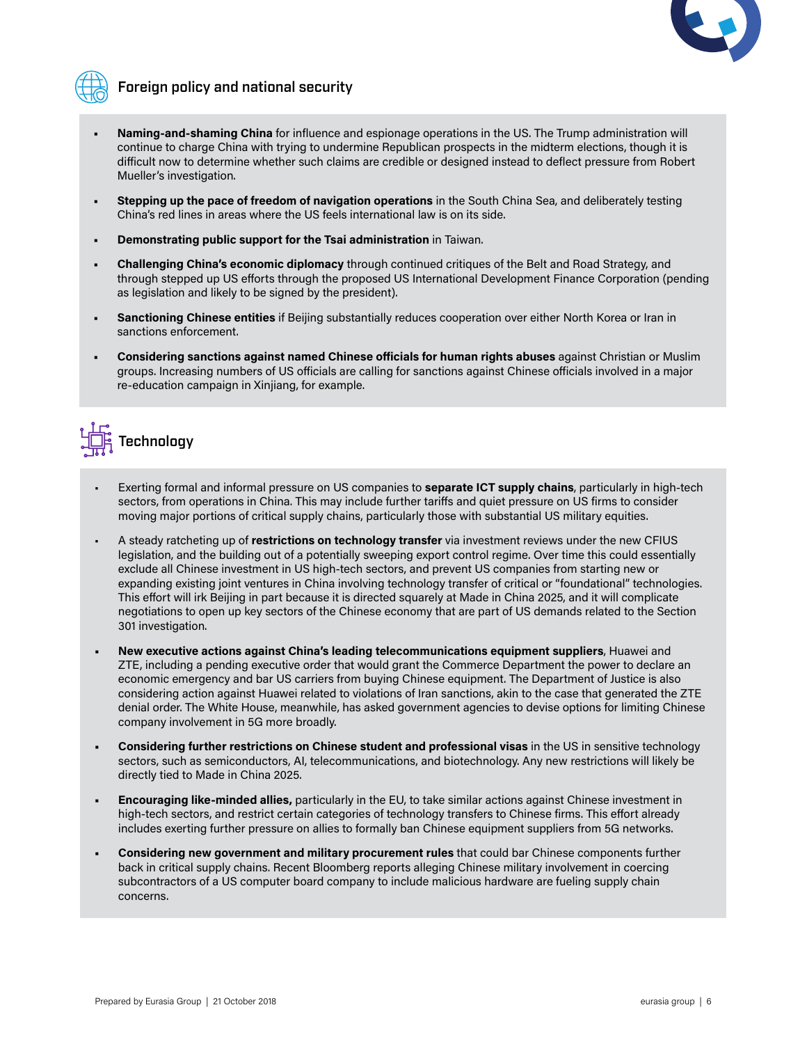## Foreign policy and national security

- **Naming-and-shaming China** for influence and espionage operations in the US. The Trump administration will continue to charge China with trying to undermine Republican prospects in the midterm elections, though it is difficult now to determine whether such claims are credible or designed instead to deflect pressure from Robert Mueller's investigation.
- **Stepping up the pace of freedom of navigation operations** in the South China Sea, and deliberately testing China's red lines in areas where the US feels international law is on its side.
- **Demonstrating public support for the Tsai administration** in Taiwan.
- **Challenging China's economic diplomacy** through continued critiques of the Belt and Road Strategy, and through stepped up US efforts through the proposed US International Development Finance Corporation (pending as legislation and likely to be signed by the president).
- **Sanctioning Chinese entities** if Beijing substantially reduces cooperation over either North Korea or Iran in sanctions enforcement.
- **Considering sanctions against named Chinese officials for human rights abuses** against Christian or Muslim groups. Increasing numbers of US officials are calling for sanctions against Chinese officials involved in a major re-education campaign in Xinjiang, for example.

## Technology

- Exerting formal and informal pressure on US companies to **separate ICT supply chains**, particularly in high-tech sectors, from operations in China. This may include further tariffs and quiet pressure on US firms to consider moving major portions of critical supply chains, particularly those with substantial US military equities.
- A steady ratcheting up of **restrictions on technology transfer** via investment reviews under the new CFIUS legislation, and the building out of a potentially sweeping export control regime. Over time this could essentially exclude all Chinese investment in US high-tech sectors, and prevent US companies from starting new or expanding existing joint ventures in China involving technology transfer of critical or "foundational" technologies. This effort will irk Beijing in part because it is directed squarely at Made in China 2025, and it will complicate negotiations to open up key sectors of the Chinese economy that are part of US demands related to the Section 301 investigation.
- **New executive actions against China's leading telecommunications equipment suppliers**, Huawei and ZTE, including a pending executive order that would grant the Commerce Department the power to declare an economic emergency and bar US carriers from buying Chinese equipment. The Department of Justice is also considering action against Huawei related to violations of Iran sanctions, akin to the case that generated the ZTE denial order. The White House, meanwhile, has asked government agencies to devise options for limiting Chinese company involvement in 5G more broadly.
- **Considering further restrictions on Chinese student and professional visas** in the US in sensitive technology sectors, such as semiconductors, AI, telecommunications, and biotechnology. Any new restrictions will likely be directly tied to Made in China 2025.
- **Encouraging like-minded allies,** particularly in the EU, to take similar actions against Chinese investment in high-tech sectors, and restrict certain categories of technology transfers to Chinese firms. This effort already includes exerting further pressure on allies to formally ban Chinese equipment suppliers from 5G networks.
- **Considering new government and military procurement rules** that could bar Chinese components further back in critical supply chains. Recent Bloomberg reports alleging Chinese military involvement in coercing subcontractors of a US computer board company to include malicious hardware are fueling supply chain concerns.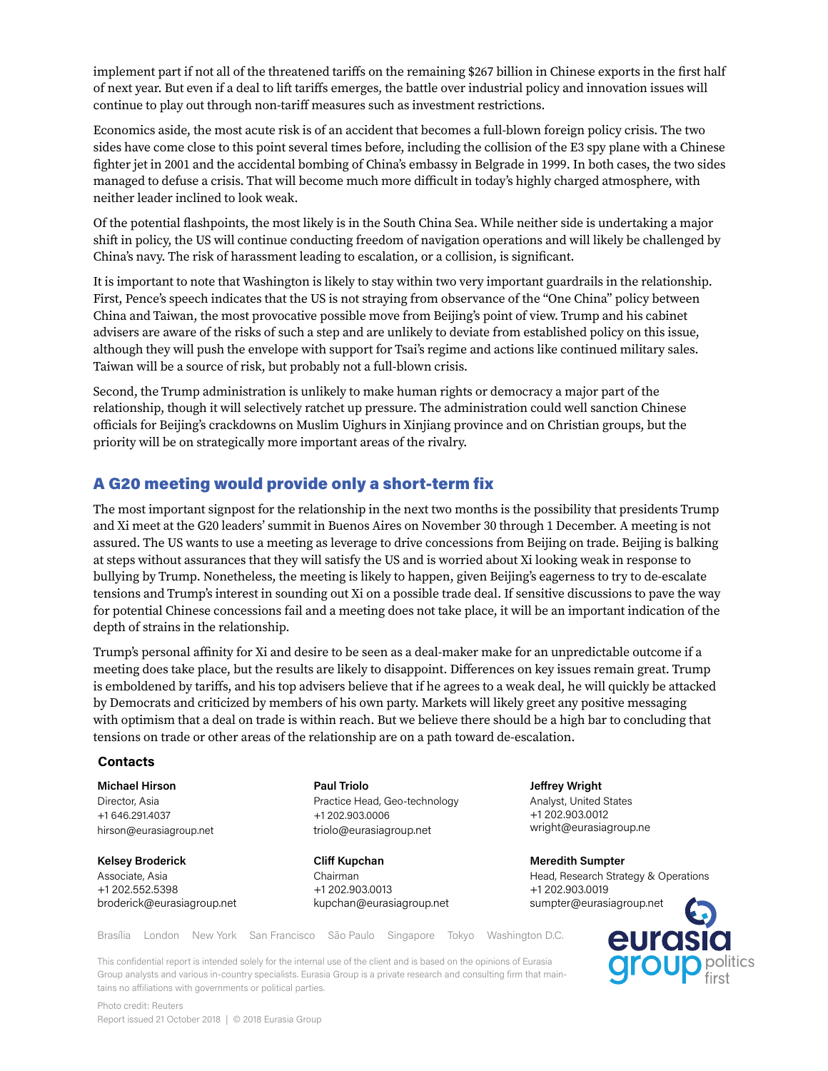implement part if not all of the threatened tariffs on the remaining $267 billion in Chinese exports in the first half of next year. But even if a deal to lift tariffs emerges, the battle over industrial policy and innovation issues will continue to play out through non-tariff measures such as investment restrictions.

Economics aside, the most acute risk is of an accident that becomes a full-blown foreign policy crisis. The two sides have come close to this point several times before, including the collision of the E3 spy plane with a Chinese fighter jet in 2001 and the accidental bombing of China's embassy in Belgrade in 1999. In both cases, the two sides managed to defuse a crisis. That will become much more difficult in today's highly charged atmosphere, with neither leader inclined to look weak.

Of the potential flashpoints, the most likely is in the South China Sea. While neither side is undertaking a major shift in policy, the US will continue conducting freedom of navigation operations and will likely be challenged by China's navy. The risk of harassment leading to escalation, or a collision, is significant.

It is important to note that Washington is likely to stay within two very important guardrails in the relationship. First, Pence's speech indicates that the US is not straying from observance of the "One China" policy between China and Taiwan, the most provocative possible move from Beijing's point of view. Trump and his cabinet advisers are aware of the risks of such a step and are unlikely to deviate from established policy on this issue, although they will push the envelope with support for Tsai's regime and actions like continued military sales. Taiwan will be a source of risk, but probably not a full-blown crisis.

Second, the Trump administration is unlikely to make human rights or democracy a major part of the relationship, though it will selectively ratchet up pressure. The administration could well sanction Chinese officials for Beijing's crackdowns on Muslim Uighurs in Xinjiang province and on Christian groups, but the priority will be on strategically more important areas of the rivalry.

## A G20 meeting would provide only a short-term fix

The most important signpost for the relationship in the next two months is the possibility that presidents Trump and Xi meet at the G20 leaders' summit in Buenos Aires on November 30 through 1 December. A meeting is not assured. The US wants to use a meeting as leverage to drive concessions from Beijing on trade. Beijing is balking at steps without assurances that they will satisfy the US and is worried about Xi looking weak in response to bullying by Trump. Nonetheless, the meeting is likely to happen, given Beijing's eagerness to try to de-escalate tensions and Trump's interest in sounding out Xi on a possible trade deal. If sensitive discussions to pave the way for potential Chinese concessions fail and a meeting does not take place, it will be an important indication of the depth of strains in the relationship.

Trump's personal affinity for Xi and desire to be seen as a deal-maker make for an unpredictable outcome if a meeting does take place, but the results are likely to disappoint. Differences on key issues remain great. Trump is emboldened by tariffs, and his top advisers believe that if he agrees to a weak deal, he will quickly be attacked by Democrats and criticized by members of his own party. Markets will likely greet any positive messaging with optimism that a deal on trade is within reach. But we believe there should be a high bar to concluding that tensions on trade or other areas of the relationship are on a path toward de-escalation.

### Contacts

**Michael Hirson**
Director, Asia
+1 646.291.4037
hirson@eurasiagroup.net

**Paul Triolo**
Practice Head, Geo-technology
+1 202.903.0006
triolo@eurasiagroup.net

**Jeffrey Wright**
Analyst, United States
+1 202.903.0012
wright@eurasiagroup.ne

**Kelsey Broderick**
Associate, Asia
+1 202.552.5398
broderick@eurasiagroup.net

**Cliff Kupchan**
Chairman
+1 202.903.0013
kupchan@eurasiagroup.net

**Meredith Sumpter**
Head, Research Strategy & Operations
+1 202.903.0019
sumpter@eurasiagroup.net

Brasília London New York San Francisco São Paulo Singapore Tokyo Washington D.C.

This confidential report is intended solely for the internal use of the client and is based on the opinions of Eurasia Group analysts and various in-country specialists. Eurasia Group is a private research and consulting firm that maintains no affiliations with governments or political parties.

eurasia group politics first

Photo credit: Reuters
Report issued 21 October 2018 | © 2018 Eurasia Group